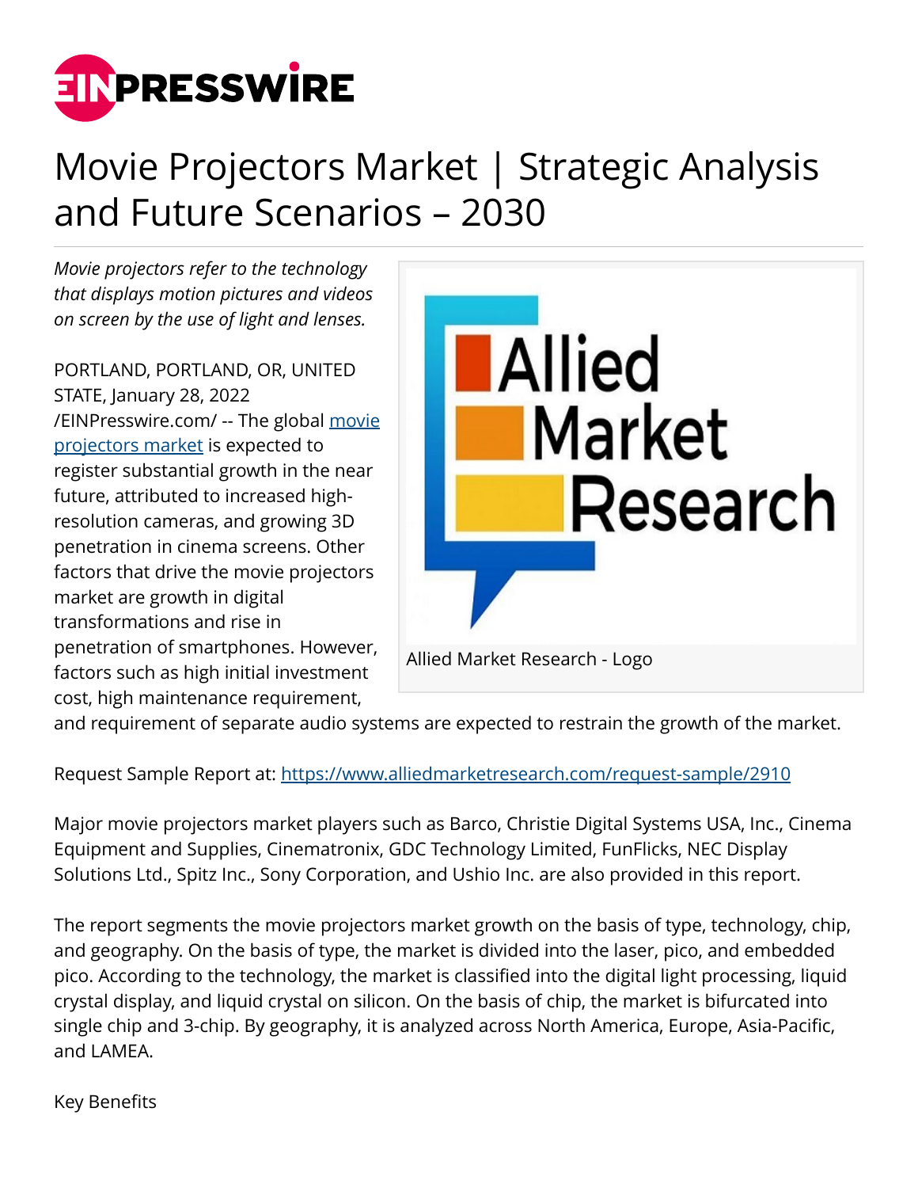# Movie Projectors Market | Strategic Analysis and Future Scenarios – 2030

*Movie projectors refer to the technology that displays motion pictures and videos on screen by the use of light and lenses.*

Allied Market Research - Logo

PORTLAND, PORTLAND, OR, UNITED STATE, January 28, 2022 /EINPresswire.com/ -- The global [movie projectors market](https://www.alliedmarketresearch.com) is expected to register substantial growth in the near future, attributed to increased high-resolution cameras, and growing 3D penetration in cinema screens. Other factors that drive the movie projectors market are growth in digital transformations and rise in penetration of smartphones. However, factors such as high initial investment cost, high maintenance requirement, and requirement of separate audio systems are expected to restrain the growth of the market.

Request Sample Report at: https://www.alliedmarketresearch.com/request-sample/2910

Major movie projectors market players such as Barco, Christie Digital Systems USA, Inc., Cinema Equipment and Supplies, Cinematronix, GDC Technology Limited, FunFlicks, NEC Display Solutions Ltd., Spitz Inc., Sony Corporation, and Ushio Inc. are also provided in this report.

The report segments the movie projectors market growth on the basis of type, technology, chip, and geography. On the basis of type, the market is divided into the laser, pico, and embedded pico. According to the technology, the market is classified into the digital light processing, liquid crystal display, and liquid crystal on silicon. On the basis of chip, the market is bifurcated into single chip and 3-chip. By geography, it is analyzed across North America, Europe, Asia-Pacific, and LAMEA.

Key Benefits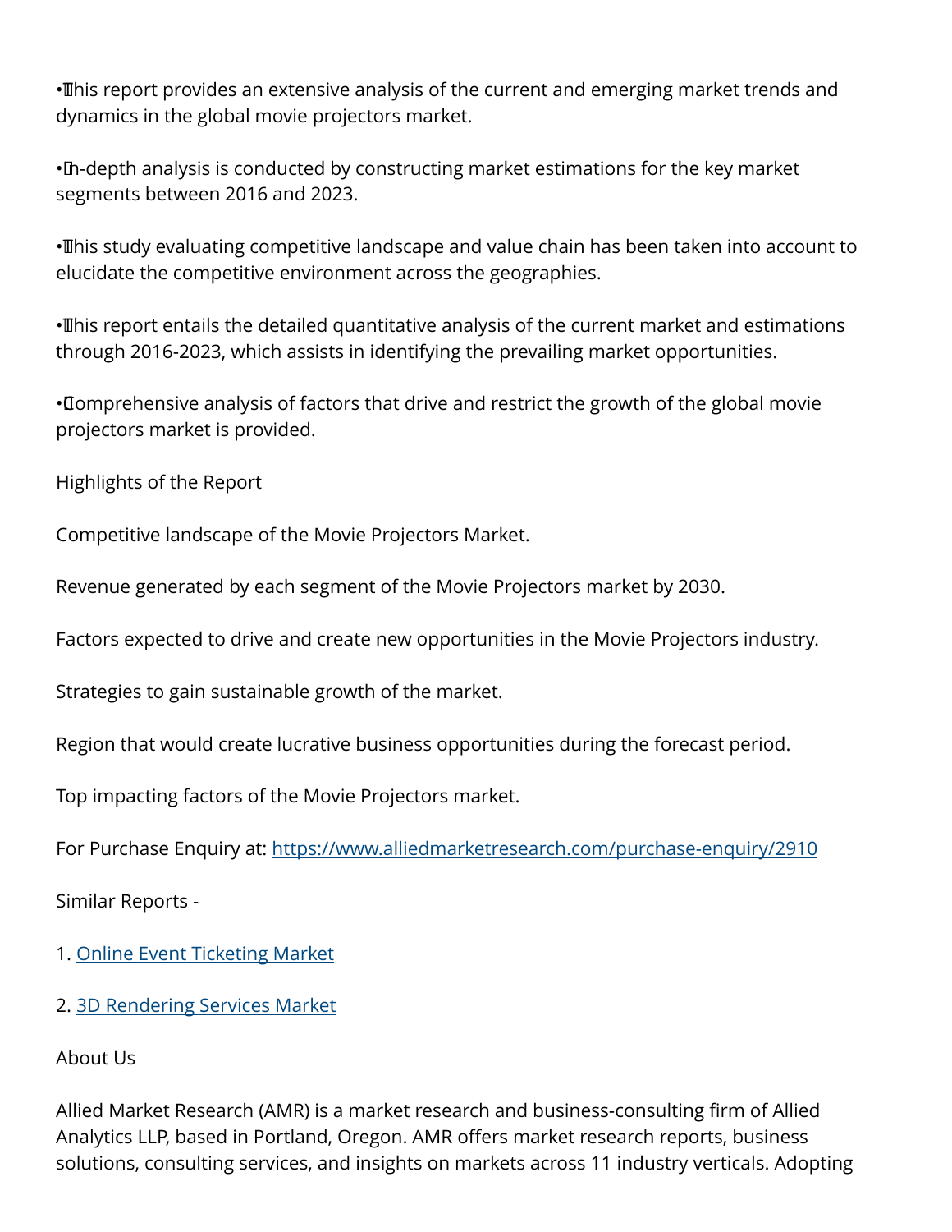- This report provides an extensive analysis of the current and emerging market trends and dynamics in the global movie projectors market.

- In-depth analysis is conducted by constructing market estimations for the key market segments between 2016 and 2023.

- This study evaluating competitive landscape and value chain has been taken into account to elucidate the competitive environment across the geographies.

- This report entails the detailed quantitative analysis of the current market and estimations through 2016-2023, which assists in identifying the prevailing market opportunities.

- Comprehensive analysis of factors that drive and restrict the growth of the global movie projectors market is provided.

Highlights of the Report

Competitive landscape of the Movie Projectors Market.

Revenue generated by each segment of the Movie Projectors market by 2030.

Factors expected to drive and create new opportunities in the Movie Projectors industry.

Strategies to gain sustainable growth of the market.

Region that would create lucrative business opportunities during the forecast period.

Top impacting factors of the Movie Projectors market.

For Purchase Enquiry at: https://www.alliedmarketresearch.com/purchase-enquiry/2910

Similar Reports -

1. Online Event Ticketing Market

2. 3D Rendering Services Market

About Us

Allied Market Research (AMR) is a market research and business-consulting firm of Allied Analytics LLP, based in Portland, Oregon. AMR offers market research reports, business solutions, consulting services, and insights on markets across 11 industry verticals. Adopting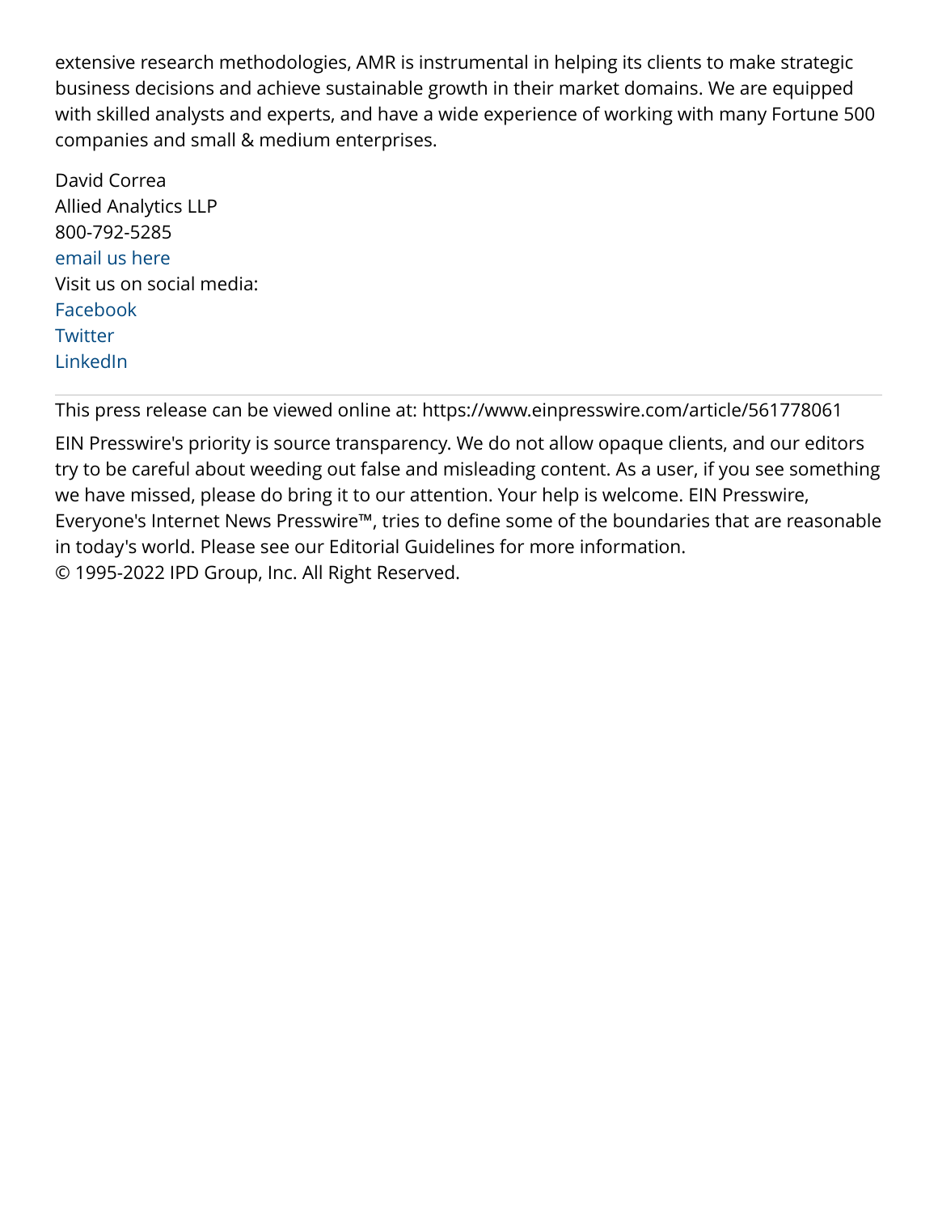extensive research methodologies, AMR is instrumental in helping its clients to make strategic business decisions and achieve sustainable growth in their market domains. We are equipped with skilled analysts and experts, and have a wide experience of working with many Fortune 500 companies and small & medium enterprises.

David Correa
Allied Analytics LLP
800-792-5285
email us here
Visit us on social media:
Facebook
Twitter
LinkedIn

---

This press release can be viewed online at: https://www.einpresswire.com/article/561778061

EIN Presswire's priority is source transparency. We do not allow opaque clients, and our editors try to be careful about weeding out false and misleading content. As a user, if you see something we have missed, please do bring it to our attention. Your help is welcome. EIN Presswire, Everyone's Internet News Presswire™, tries to define some of the boundaries that are reasonable in today's world. Please see our Editorial Guidelines for more information.
© 1995-2022 IPD Group, Inc. All Right Reserved.